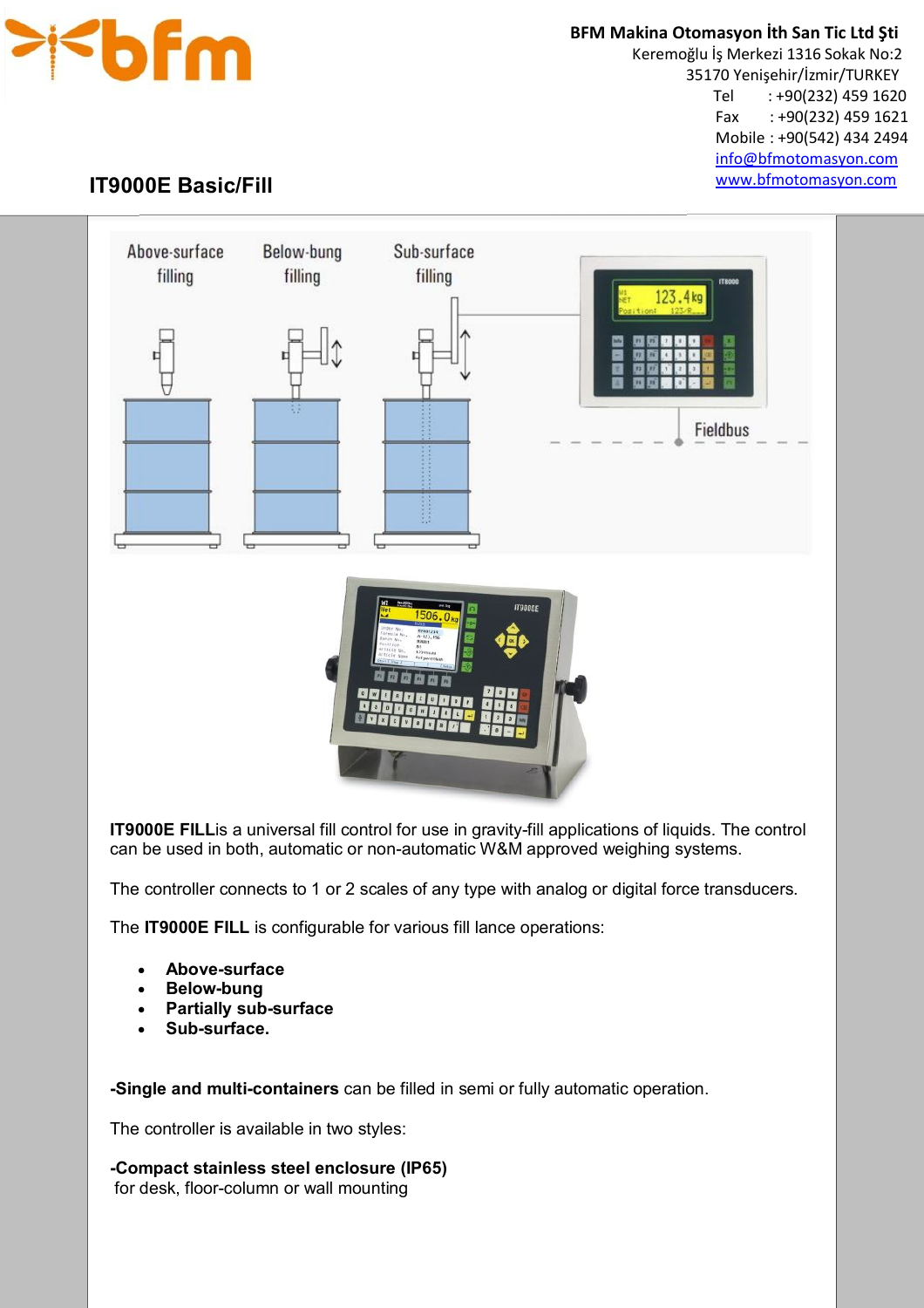**BFM Makina Otomasyon İth San Tic Ltd Şti**
Keremoğlu İş Merkezi 1316 Sokak No:2
35170 Yenişehir/İzmir/TURKEY
Tel : +90(232) 459 1620
Fax : +90(232) 459 1621
Mobile : +90(542) 434 2494
info@bfmotomasyon.com
www.bfmotomasyon.com

# IT9000E Basic/Fill

**IT9000E FILL**is a universal fill control for use in gravity-fill applications of liquids. The control can be used in both, automatic or non-automatic W&M approved weighing systems.

The controller connects to 1 or 2 scales of any type with analog or digital force transducers.

The **IT9000E FILL** is configurable for various fill lance operations:

- **Above-surface**
- **Below-bung**
- **Partially sub-surface**
- **Sub-surface.**

**-Single and multi-containers** can be filled in semi or fully automatic operation.

The controller is available in two styles:

**-Compact stainless steel enclosure (IP65)**
for desk, floor-column or wall mounting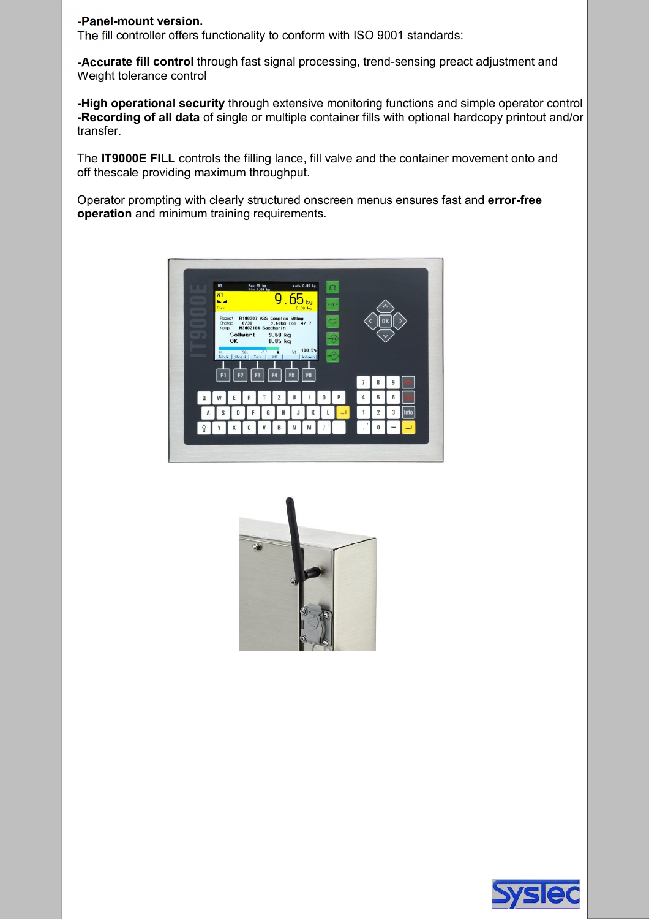**-Panel-mount version.**

The fill controller offers functionality to conform with ISO 9001 standards:

**-Accurate fill control** through fast signal processing, trend-sensing preact adjustment and Weight tolerance control

**-High operational security** through extensive monitoring functions and simple operator control

**-Recording of all data** of single or multiple container fills with optional hardcopy printout and/or transfer.

The **IT9000E FILL** controls the filling lance, fill valve and the container movement onto and off thescale providing maximum throughput.

Operator prompting with clearly structured onscreen menus ensures fast and **error-free operation** and minimum training requirements.